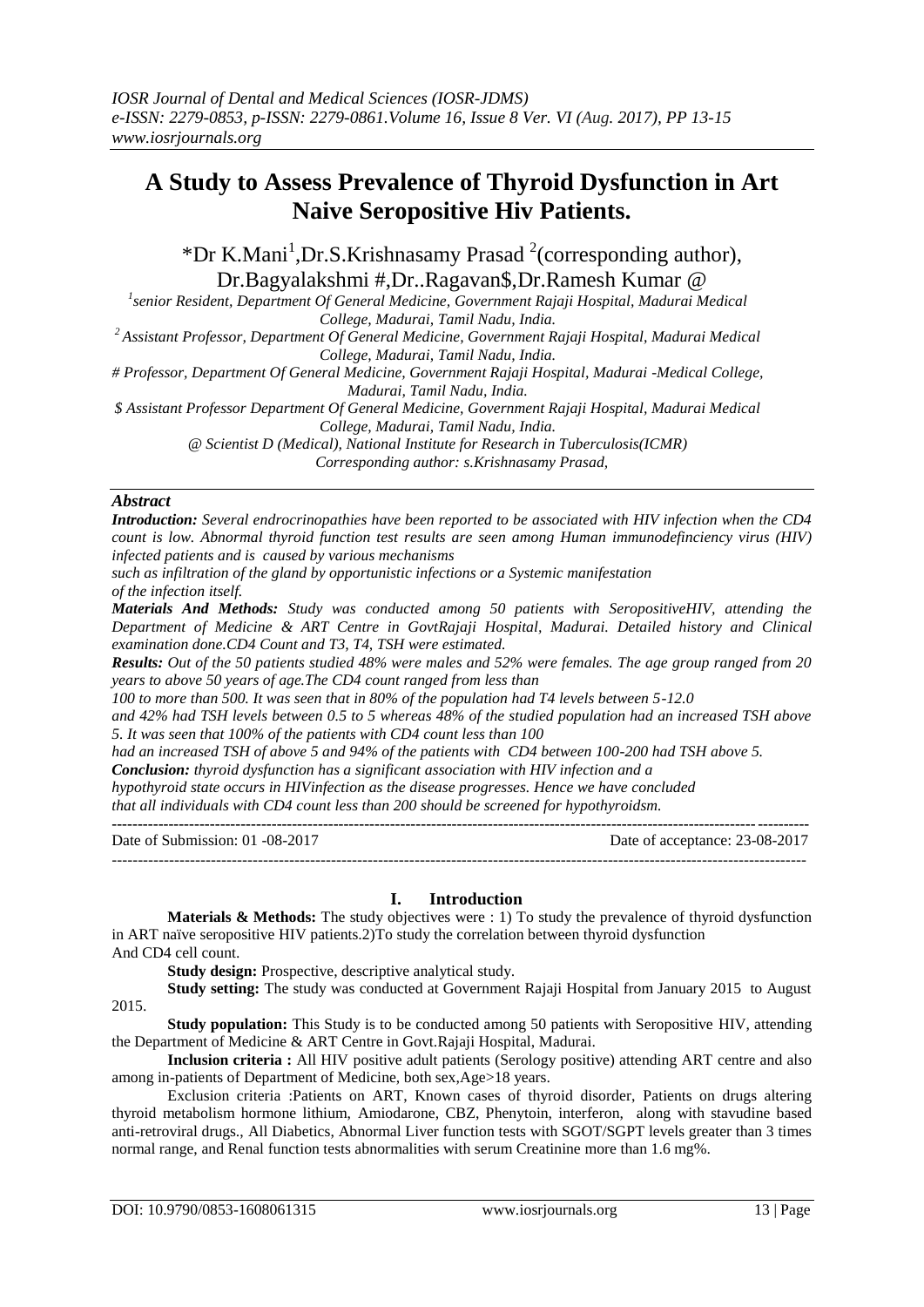# A Study to Assess Prevalence of Thyroid Dysfunction in Art Naive Seropositive Hiv Patients.

*Dr K.Mani[1],Dr.S.Krishnasamy Prasad [2](corresponding author), Dr.Bagyalakshmi #,Dr..Ragavan$,Dr.Ramesh Kumar @

[1]senior Resident, Department Of General Medicine, Government Rajaji Hospital, Madurai Medical College, Madurai, Tamil Nadu, India.

[2] Assistant Professor, Department Of General Medicine, Government Rajaji Hospital, Madurai Medical College, Madurai, Tamil Nadu, India.

# Professor, Department Of General Medicine, Government Rajaji Hospital, Madurai -Medical College, Madurai, Tamil Nadu, India.

$ Assistant Professor Department Of General Medicine, Government Rajaji Hospital, Madurai Medical College, Madurai, Tamil Nadu, India.

@ Scientist D (Medical), National Institute for Research in Tuberculosis(ICMR)

Corresponding author: s.Krishnasamy Prasad,

***Abstract***

***Introduction:*** *Several endrocrinopathies have been reported to be associated with HIV infection when the CD4 count is low. Abnormal thyroid function test results are seen among Human immunodefinciency virus (HIV) infected patients and is caused by various mechanisms such as infiltration of the gland by opportunistic infections or a Systemic manifestation of the infection itself.*

***Materials And Methods:*** *Study was conducted among 50 patients with SeropositiveHIV, attending the Department of Medicine & ART Centre in GovtRajaji Hospital, Madurai. Detailed history and Clinical examination done.CD4 Count and T3, T4, TSH were estimated.*

***Results:*** *Out of the 50 patients studied 48% were males and 52% were females. The age group ranged from 20 years to above 50 years of age.The CD4 count ranged from less than 100 to more than 500. It was seen that in 80% of the population had T4 levels between 5-12.0 and 42% had TSH levels between 0.5 to 5 whereas 48% of the studied population had an increased TSH above 5. It was seen that 100% of the patients with CD4 count less than 100 had an increased TSH of above 5 and 94% of the patients with CD4 between 100-200 had TSH above 5.*

***Conclusion:*** *thyroid dysfunction has a significant association with HIV infection and a hypothyroid state occurs in HIVinfection as the disease progresses. Hence we have concluded that all individuals with CD4 count less than 200 should be screened for hypothyroidism.*

Date of Submission: 01 -08-2017 Date of acceptance: 23-08-2017

## I. Introduction

**Materials & Methods:** The study objectives were : 1) To study the prevalence of thyroid dysfunction in ART naïve seropositive HIV patients.2)To study the correlation between thyroid dysfunction And CD4 cell count.

**Study design:** Prospective, descriptive analytical study.

**Study setting:** The study was conducted at Government Rajaji Hospital from January 2015 to August 2015.

**Study population:** This Study is to be conducted among 50 patients with Seropositive HIV, attending the Department of Medicine & ART Centre in Govt.Rajaji Hospital, Madurai.

**Inclusion criteria :** All HIV positive adult patients (Serology positive) attending ART centre and also among in-patients of Department of Medicine, both sex,Age>18 years.

Exclusion criteria :Patients on ART, Known cases of thyroid disorder, Patients on drugs altering thyroid metabolism hormone lithium, Amiodarone, CBZ, Phenytoin, interferon, along with stavudine based anti-retroviral drugs., All Diabetics, Abnormal Liver function tests with SGOT/SGPT levels greater than 3 times normal range, and Renal function tests abnormalities with serum Creatinine more than 1.6 mg%.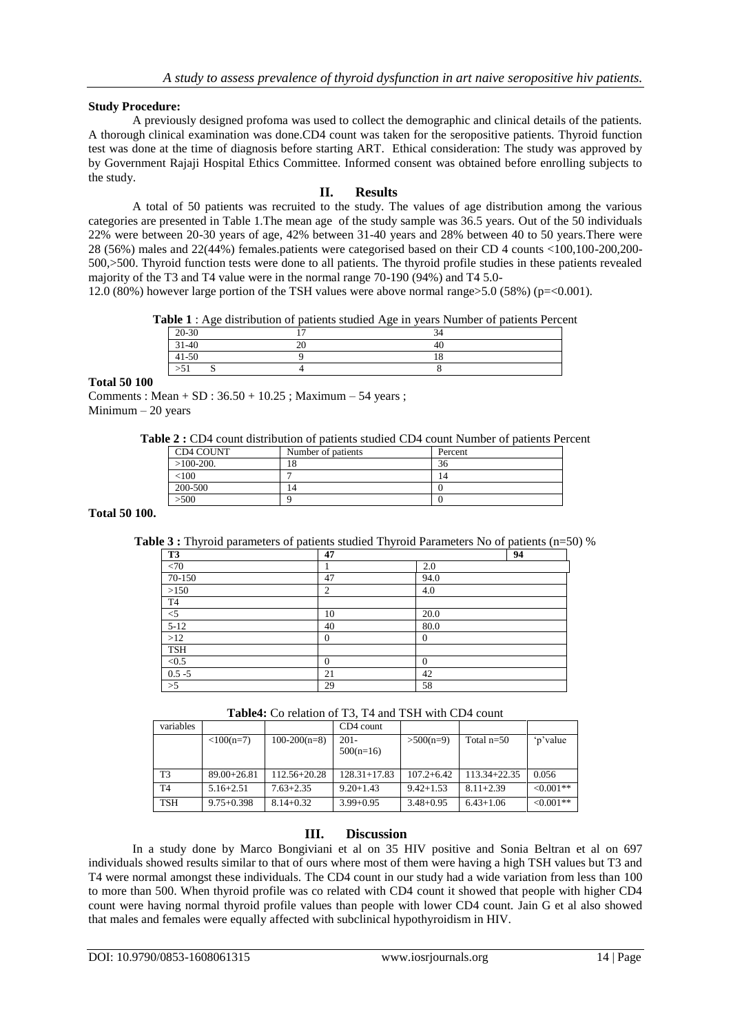**Study Procedure:**

A previously designed profoma was used to collect the demographic and clinical details of the patients. A thorough clinical examination was done.CD4 count was taken for the seropositive patients. Thyroid function test was done at the time of diagnosis before starting ART. Ethical consideration: The study was approved by by Government Rajaji Hospital Ethics Committee. Informed consent was obtained before enrolling subjects to the study.

## II. Results

A total of 50 patients was recruited to the study. The values of age distribution among the various categories are presented in Table 1.The mean age of the study sample was 36.5 years. Out of the 50 individuals 22% were between 20-30 years of age, 42% between 31-40 years and 28% between 40 to 50 years.There were 28 (56%) males and 22(44%) females.patients were categorised based on their CD 4 counts <100,100-200,200-500,>500. Thyroid function tests were done to all patients. The thyroid profile studies in these patients revealed majority of the T3 and T4 value were in the normal range 70-190 (94%) and T4 5.0-12.0 (80%) however large portion of the TSH values were above normal range>5.0 (58%) (p=<0.001).

**Table 1** : Age distribution of patients studied Age in years Number of patients Percent

| | | |
|---|---|---|
| 20-30 | 17 | 34 |
| 31-40 | 20 | 40 |
| 41-50 | 9 | 18 |
| >51 S | 4 | 8 |

**Total 50 100**

Comments : Mean + SD : 36.50 + 10.25 ; Maximum – 54 years ;
Minimum – 20 years

**Table 2 :** CD4 count distribution of patients studied CD4 count Number of patients Percent

| CD4 COUNT | Number of patients | Percent |
|---|---|---|
| >100-200. | 18 | 36 |
| <100 | 7 | 14 |
| 200-500 | 14 | 0 |
| >500 | 9 | 0 |

**Total 50 100.**

**Table 3 :** Thyroid parameters of patients studied Thyroid Parameters No of patients (n=50) %

| **T3** | **47** | **94** |
|---|---|---|
| <70 | 1 | 2.0 |
| 70-150 | 47 | 94.0 |
| >150 | 2 | 4.0 |
| T4 | | |
| <5 | 10 | 20.0 |
| 5-12 | 40 | 80.0 |
| >12 | 0 | 0 |
| TSH | | |
| <0.5 | 0 | 0 |
| 0.5 -5 | 21 | 42 |
| >5 | 29 | 58 |

**Table4:** Co relation of T3, T4 and TSH with CD4 count

| variables | | | CD4 count | | | |
|---|---|---|---|---|---|---|
| | <100(n=7) | 100-200(n=8) | 201-500(n=16) | >500(n=9) | Total n=50 | 'p'value |
| T3 | 89.00+26.81 | 112.56+20.28 | 128.31+17.83 | 107.2+6.42 | 113.34+22.35 | 0.056 |
| T4 | 5.16+2.51 | 7.63+2.35 | 9.20+1.43 | 9.42+1.53 | 8.11+2.39 | <0.001** |
| TSH | 9.75+0.398 | 8.14+0.32 | 3.99+0.95 | 3.48+0.95 | 6.43+1.06 | <0.001** |

## III. Discussion

In a study done by Marco Bongiviani et al on 35 HIV positive and Sonia Beltran et al on 697 individuals showed results similar to that of ours where most of them were having a high TSH values but T3 and T4 were normal amongst these individuals. The CD4 count in our study had a wide variation from less than 100 to more than 500. When thyroid profile was co related with CD4 count it showed that people with higher CD4 count were having normal thyroid profile values than people with lower CD4 count. Jain G et al also showed that males and females were equally affected with subclinical hypothyroidism in HIV.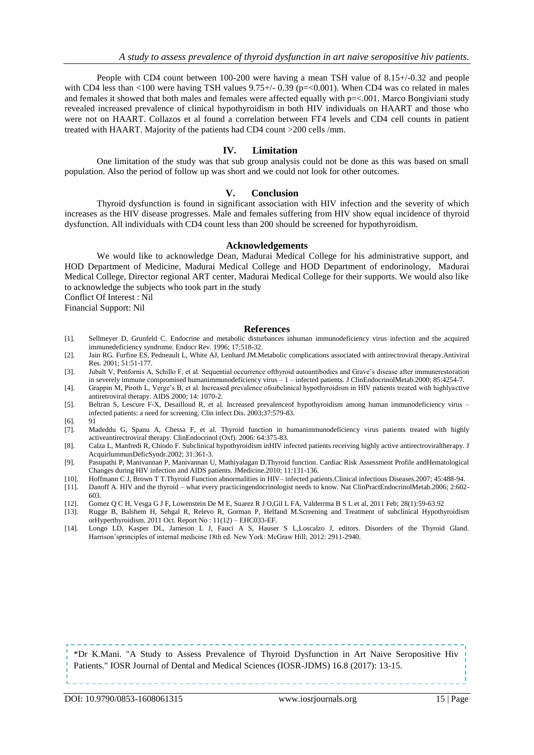People with CD4 count between 100-200 were having a mean TSH value of 8.15+/-0.32 and people with CD4 less than <100 were having TSH values 9.75+/- 0.39 (p=<0.001). When CD4 was co related in males and females it showed that both males and females were affected equally with p=<.001. Marco Bongiviani study revealed increased prevalence of clinical hypothyroidism in both HIV individuals on HAART and those who were not on HAART. Collazos et al found a correlation between FT4 levels and CD4 cell counts in patient treated with HAART. Majority of the patients had CD4 count >200 cells /mm.

## IV. Limitation

One limitation of the study was that sub group analysis could not be done as this was based on small population. Also the period of follow up was short and we could not look for other outcomes.

## V. Conclusion

Thyroid dysfunction is found in significant association with HIV infection and the severity of which increases as the HIV disease progresses. Male and females suffering from HIV show equal incidence of thyroid dysfunction. All individuals with CD4 count less than 200 should be screened for hypothyroidism.

## Acknowledgements

We would like to acknowledge Dean, Madurai Medical College for his administrative support, and HOD Department of Medicine, Madurai Medical College and HOD Department of endorinology, Madurai Medical College, Director regional ART center, Madurai Medical College for their supports. We would also like to acknowledge the subjects who took part in the study

Conflict Of Interest : Nil

Financial Support: Nil

## References

[1]. Sellmeyer D, Grunfeld C. Endocrine and metabolic disturbances inhuman immunodeficiency virus infection and the acquired immunedeficiency syndrome. Endocr Rev. 1996; 17:518-32.

[2]. Jain RG. Furfine ES, Pedneault L, White AJ, Lenhard JM.Metabolic complications associated with antirectroviral therapy.Antiviral Res. 2001; 51:51-177.

[3]. Jubalt V, Penfornis A, Schillo F, et al. Sequential occurrence ofthyroid autoantibodies and Grave's disease after immunerestoration in severely immune compromised humanimmunodeficiency virus – 1 – infected patients. J ClinEndocrinolMetab.2000; 85:4254-7.

[4]. Grappin M, Piroth L, Verge's B, et al. Increased prevalence ofsubclinical hypothyroidism in HIV patients treated with highlyactive antiretroviral therapy. AIDS 2000; 14: 1070-2.

[5]. Beltran S, Lescure F-X, Desailloud R, et al. Increased prevalenceof hypothyroidism among human immunodeficiency virus – infected patients: a need for screening. Clin infect Dis. 2003;37:579-83.

[6]. 91

[7]. Madeddu G, Spanu A, Chessa F, et al. Thyroid function in humanimmunodeficiency virus patients treated with highly activeantirectroviral therapy. ClinEndocrinol (Oxf). 2006: 64:375-83.

[8]. Calza L, Manfredi R, Chiodo F. Subclinical hypothyroidism inHIV infected patients receiving highly active antirectroviraltherapy. J AcquirlummunDeficSyndr.2002; 31:361-3.

[9]. Pasupathi P, Manivannan P, Manivannan U, Mathiyalagan D.Thyroid function. Cardiac Risk Assessment Profile andHematological Changes during HIV infection and AIDS patients. JMedicine.2010; 11:131-136.

[10]. Hoffmann C J, Brown T T.Thyroid Function abnormalities in HIV– infected patients.Clinical infectious Diseases.2007; 45:488-94.

[11]. Danoff A. HIV and the thyroid – what every practicingendocrinologist needs to know. Nat ClinPractEndocrinolMetab.2006; 2:602-603.

[12]. Gomez Q C H, Vesga G J F, Lowenstein De M E, Suarez R J O,Gil L FA, Valderrma B S L et al, 2011 Feb; 28(1):59-63.92

[13]. Rugge B, Balshem H, Sehgal R, Relevo R, Gorman P, Helfand M.Screening and Treatment of subclinical Hypothyroidism orHyperthyroidism. 2011 Oct. Report No : 11(12) – EHC033-EF.

[14]. Longo LD, Kasper DL, Jameson L J, Fauci A S, Hauser S L,Loscalzo J, editors. Disorders of the Thyroid Gland. Harrison'sprinciples of internal medicine 18th ed. New York: McGraw Hill; 2012: 2911-2940.

*Dr K.Mani. "A Study to Assess Prevalence of Thyroid Dysfunction in Art Naive Seropositive Hiv Patients." IOSR Journal of Dental and Medical Sciences (IOSR-JDMS) 16.8 (2017): 13-15.